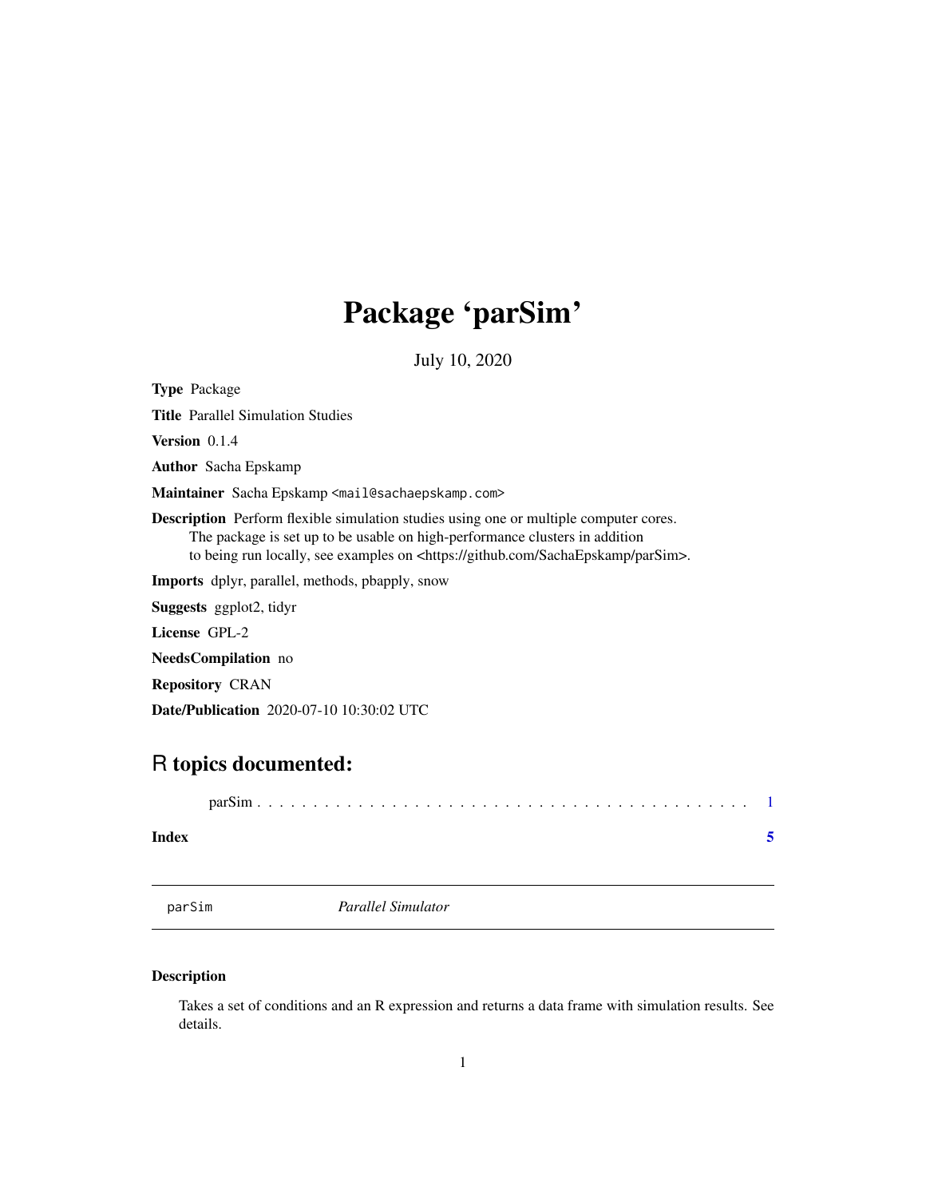# Package 'parSim'

July 10, 2020

**Type** Package

**Title** Parallel Simulation Studies

**Version** 0.1.4

**Author** Sacha Epskamp

**Maintainer** Sacha Epskamp <mail@sachaepskamp.com>

**Description** Perform flexible simulation studies using one or multiple computer cores. The package is set up to be usable on high-performance clusters in addition to being run locally, see examples on <https://github.com/SachaEpskamp/parSim>.

**Imports** dplyr, parallel, methods, pbapply, snow

**Suggests** ggplot2, tidyr

**License** GPL-2

**NeedsCompilation** no

**Repository** CRAN

**Date/Publication** 2020-07-10 10:30:02 UTC

## R topics documented:

parSim . . . . . . . . . . . . . . . . . . . . . . . . . . . . . . . . . . . . . . . . . . . . 1

**Index** **5**

---

parSim *Parallel Simulator*

---

### Description

Takes a set of conditions and an R expression and returns a data frame with simulation results. See details.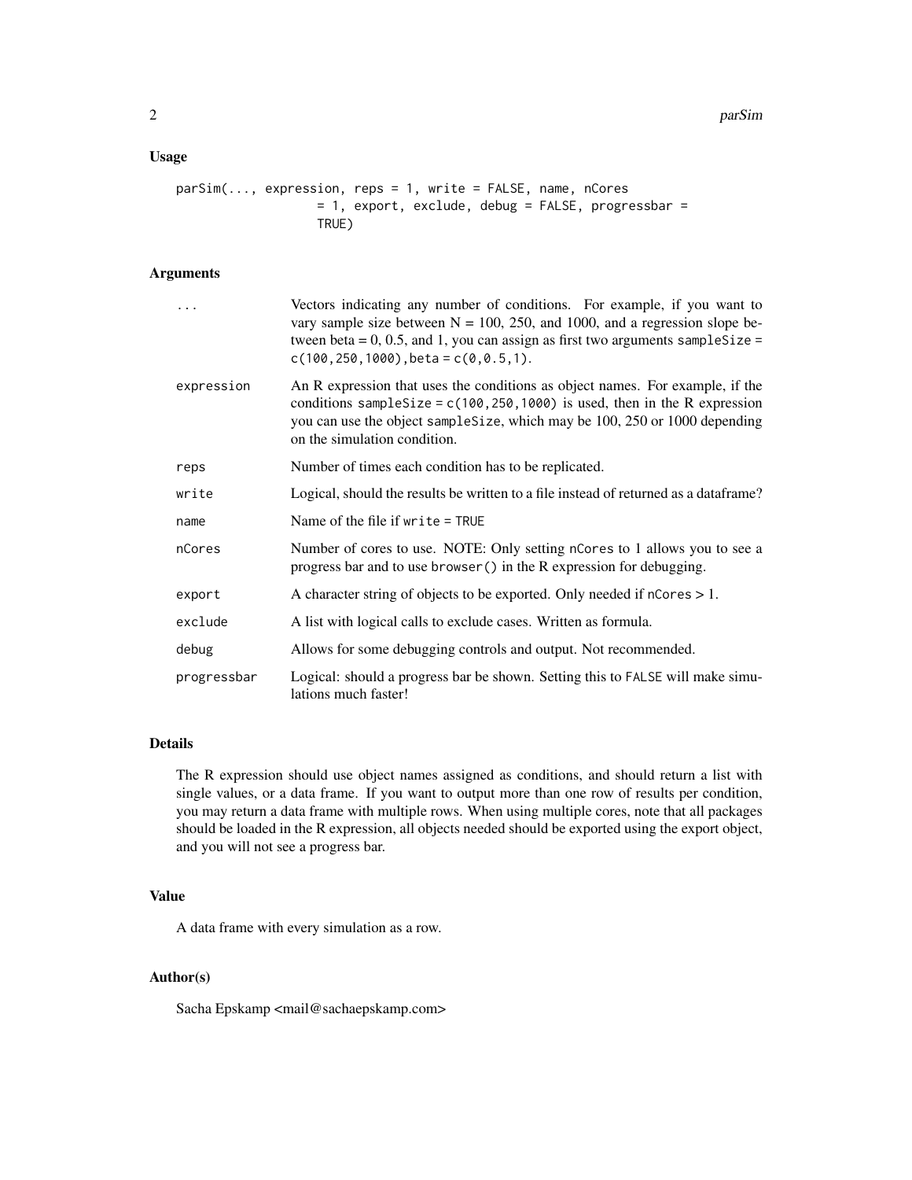## Usage

```
parSim(..., expression, reps = 1, write = FALSE, name, nCores
                  = 1, export, exclude, debug = FALSE, progressbar =
                  TRUE)
```

## Arguments

| | |
|---|---|
| `...` | Vectors indicating any number of conditions. For example, if you want to vary sample size between N = 100, 250, and 1000, and a regression slope between beta = 0, 0.5, and 1, you can assign as first two arguments `sampleSize = c(100,250,1000),beta = c(0,0.5,1)`. |
| `expression` | An R expression that uses the conditions as object names. For example, if the conditions `sampleSize = c(100,250,1000)` is used, then in the R expression you can use the object `sampleSize`, which may be 100, 250 or 1000 depending on the simulation condition. |
| `reps` | Number of times each condition has to be replicated. |
| `write` | Logical, should the results be written to a file instead of returned as a dataframe? |
| `name` | Name of the file if `write = TRUE` |
| `nCores` | Number of cores to use. NOTE: Only setting `nCores` to 1 allows you to see a progress bar and to use `browser()` in the R expression for debugging. |
| `export` | A character string of objects to be exported. Only needed if `nCores` > 1. |
| `exclude` | A list with logical calls to exclude cases. Written as formula. |
| `debug` | Allows for some debugging controls and output. Not recommended. |
| `progressbar` | Logical: should a progress bar be shown. Setting this to `FALSE` will make simulations much faster! |

## Details

The R expression should use object names assigned as conditions, and should return a list with single values, or a data frame. If you want to output more than one row of results per condition, you may return a data frame with multiple rows. When using multiple cores, note that all packages should be loaded in the R expression, all objects needed should be exported using the export object, and you will not see a progress bar.

## Value

A data frame with every simulation as a row.

## Author(s)

Sacha Epskamp <mail@sachaepskamp.com>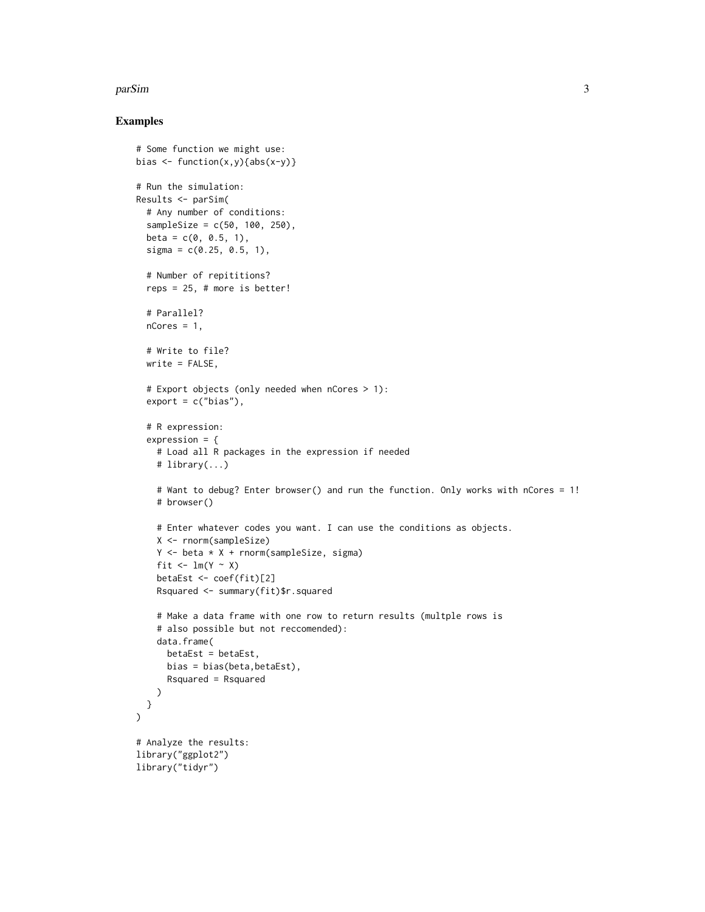## Examples

```
# Some function we might use:
bias <- function(x,y){abs(x-y)}

# Run the simulation:
Results <- parSim(
  # Any number of conditions:
  sampleSize = c(50, 100, 250),
  beta = c(0, 0.5, 1),
  sigma = c(0.25, 0.5, 1),

  # Number of repititions?
  reps = 25, # more is better!

  # Parallel?
  nCores = 1,

  # Write to file?
  write = FALSE,

  # Export objects (only needed when nCores > 1):
  export = c("bias"),

  # R expression:
  expression = {
    # Load all R packages in the expression if needed
    # library(...)

    # Want to debug? Enter browser() and run the function. Only works with nCores = 1!
    # browser()

    # Enter whatever codes you want. I can use the conditions as objects.
    X <- rnorm(sampleSize)
    Y <- beta * X + rnorm(sampleSize, sigma)
    fit <- lm(Y ~ X)
    betaEst <- coef(fit)[2]
    Rsquared <- summary(fit)$r.squared

    # Make a data frame with one row to return results (multple rows is
    # also possible but not reccomended):
    data.frame(
      betaEst = betaEst,
      bias = bias(beta,betaEst),
      Rsquared = Rsquared
    )
  }
)

# Analyze the results:
library("ggplot2")
library("tidyr")
```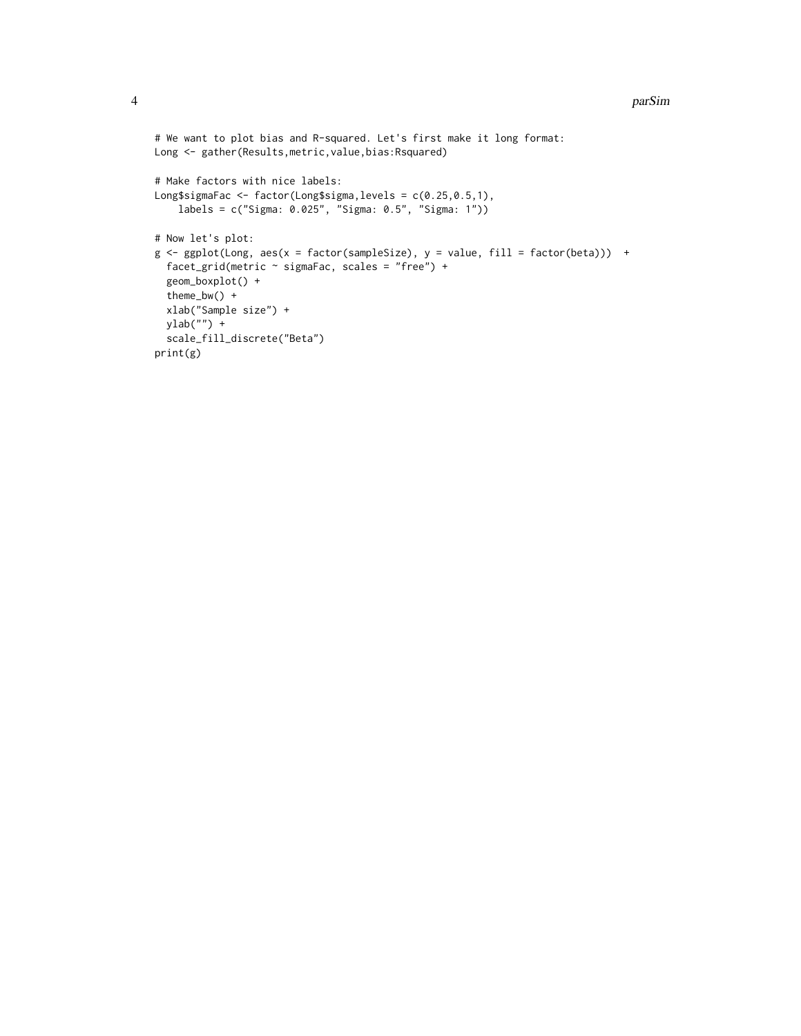```
# We want to plot bias and R-squared. Let's first make it long format:
Long <- gather(Results,metric,value,bias:Rsquared)

# Make factors with nice labels:
Long$sigmaFac <- factor(Long$sigma,levels = c(0.25,0.5,1),
    labels = c("Sigma: 0.025", "Sigma: 0.5", "Sigma: 1"))

# Now let's plot:
g <- ggplot(Long, aes(x = factor(sampleSize), y = value, fill = factor(beta)))  +
  facet_grid(metric ~ sigmaFac, scales = "free") +
  geom_boxplot() +
  theme_bw() +
  xlab("Sample size") +
  ylab("") +
  scale_fill_discrete("Beta")
print(g)
```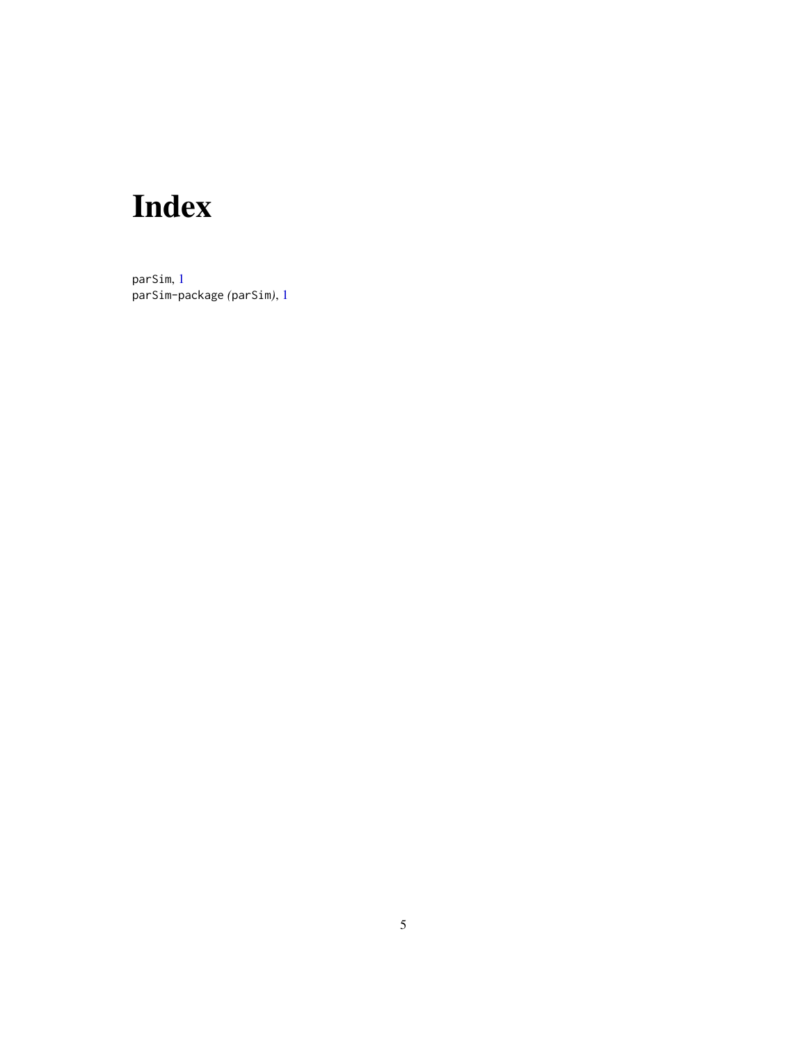# Index

parSim, 1
parSim-package (parSim), 1